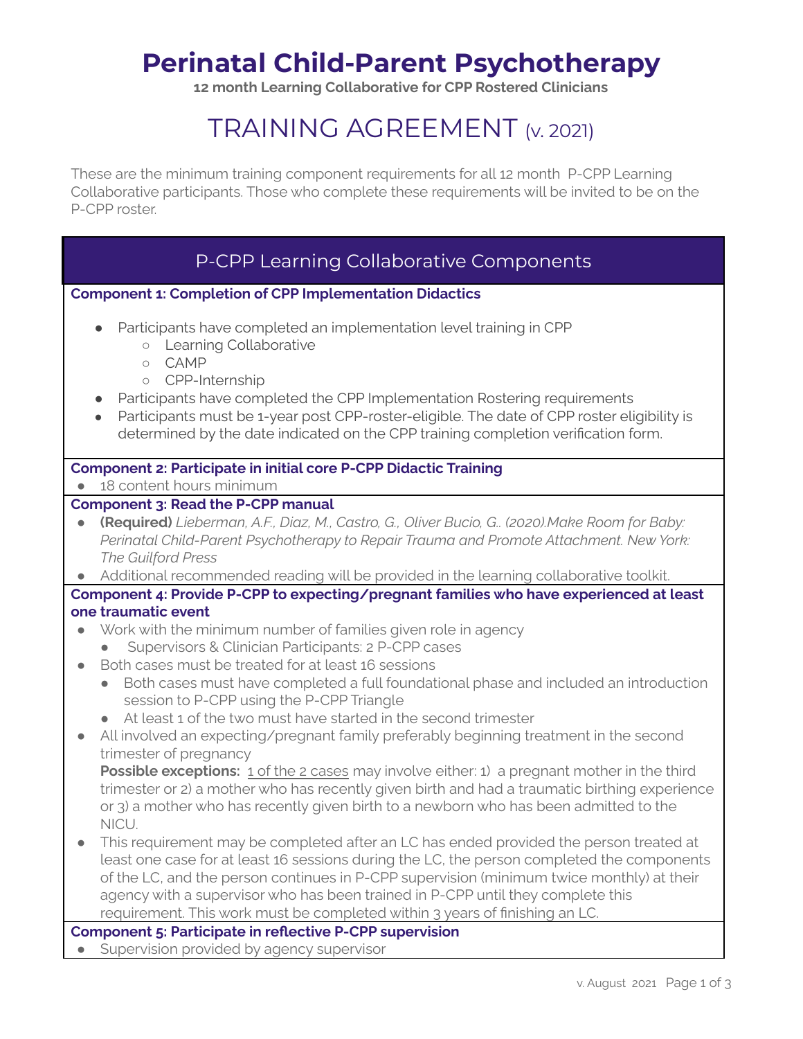# Perinatal Child-Parent Psychotherapy

**12 month Learning Collaborative for CPP Rostered Clinicians**

## TRAINING AGREEMENT (v. 2021)

These are the minimum training component requirements for all 12 month P-CPP Learning Collaborative participants. Those who complete these requirements will be invited to be on the P-CPP roster.

### P-CPP Learning Collaborative Components

**Component 1: Completion of CPP Implementation Didactics**

- Participants have completed an implementation level training in CPP
  - Learning Collaborative
  - CAMP
  - CPP-Internship
- Participants have completed the CPP Implementation Rostering requirements
- Participants must be 1-year post CPP-roster-eligible. The date of CPP roster eligibility is determined by the date indicated on the CPP training completion verification form.

**Component 2: Participate in initial core P-CPP Didactic Training**

- 18 content hours minimum

**Component 3: Read the P-CPP manual**

- **(Required)** *Lieberman, A.F., Diaz, M., Castro, G., Oliver Bucio, G.. (2020).Make Room for Baby: Perinatal Child-Parent Psychotherapy to Repair Trauma and Promote Attachment. New York: The Guilford Press*
- Additional recommended reading will be provided in the learning collaborative toolkit.

**Component 4: Provide P-CPP to expecting/pregnant families who have experienced at least one traumatic event**

- Work with the minimum number of families given role in agency
  - Supervisors & Clinician Participants: 2 P-CPP cases
- Both cases must be treated for at least 16 sessions
  - Both cases must have completed a full foundational phase and included an introduction session to P-CPP using the P-CPP Triangle
  - At least 1 of the two must have started in the second trimester
- All involved an expecting/pregnant family preferably beginning treatment in the second trimester of pregnancy

  **Possible exceptions:** <u>1 of the 2 cases</u> may involve either: 1) a pregnant mother in the third trimester or 2) a mother who has recently given birth and had a traumatic birthing experience or 3) a mother who has recently given birth to a newborn who has been admitted to the NICU.
- This requirement may be completed after an LC has ended provided the person treated at least one case for at least 16 sessions during the LC, the person completed the components of the LC, and the person continues in P-CPP supervision (minimum twice monthly) at their agency with a supervisor who has been trained in P-CPP until they complete this requirement. This work must be completed within 3 years of finishing an LC.

**Component 5: Participate in reflective P-CPP supervision**

- Supervision provided by agency supervisor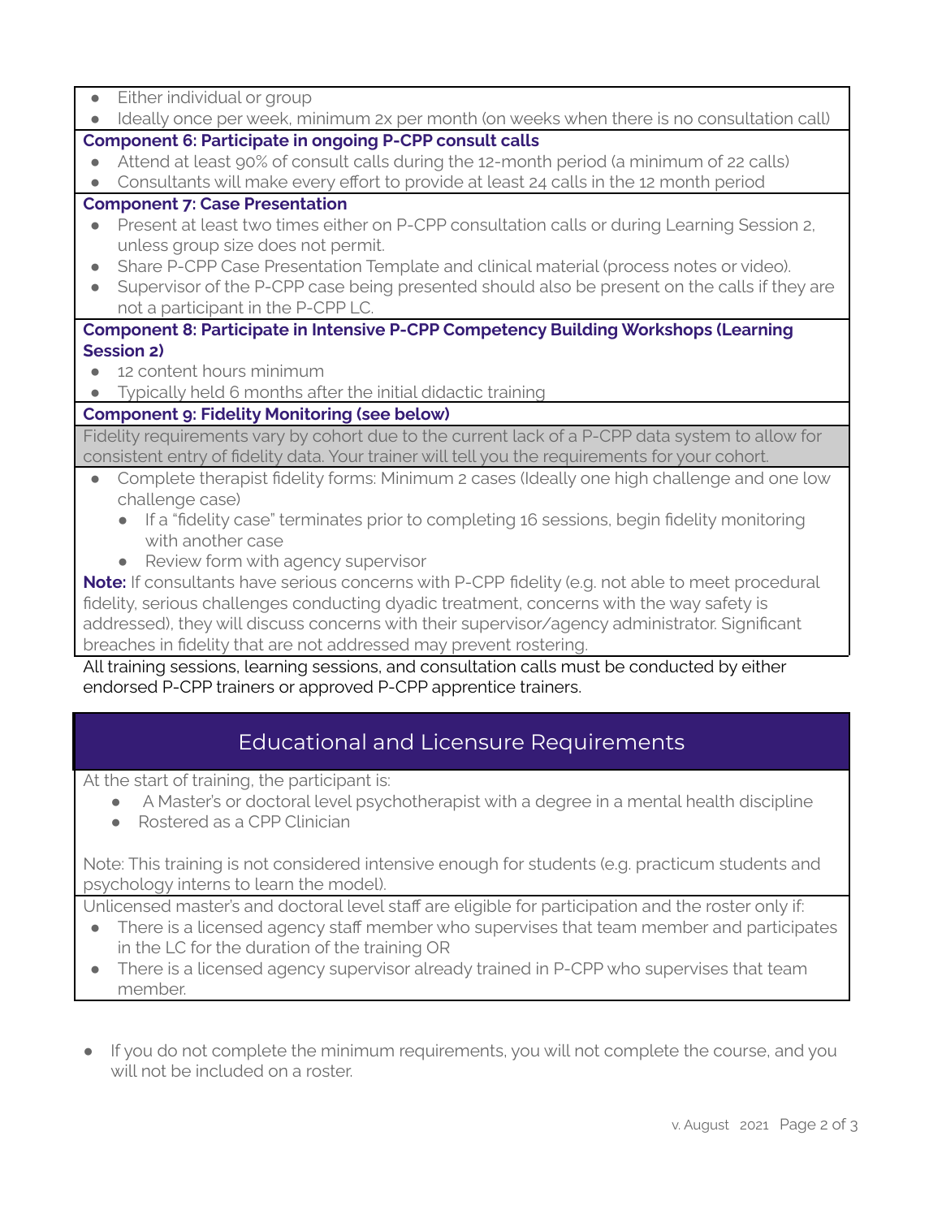- Either individual or group
- Ideally once per week, minimum 2x per month (on weeks when there is no consultation call)

**Component 6: Participate in ongoing P-CPP consult calls**

- Attend at least 90% of consult calls during the 12-month period (a minimum of 22 calls)
- Consultants will make every effort to provide at least 24 calls in the 12 month period

**Component 7: Case Presentation**

- Present at least two times either on P-CPP consultation calls or during Learning Session 2, unless group size does not permit.
- Share P-CPP Case Presentation Template and clinical material (process notes or video).
- Supervisor of the P-CPP case being presented should also be present on the calls if they are not a participant in the P-CPP LC.

**Component 8: Participate in Intensive P-CPP Competency Building Workshops (Learning Session 2)**

- 12 content hours minimum
- Typically held 6 months after the initial didactic training

**Component 9: Fidelity Monitoring (see below)**

Fidelity requirements vary by cohort due to the current lack of a P-CPP data system to allow for consistent entry of fidelity data. Your trainer will tell you the requirements for your cohort.

- Complete therapist fidelity forms: Minimum 2 cases (Ideally one high challenge and one low challenge case)
  - If a "fidelity case" terminates prior to completing 16 sessions, begin fidelity monitoring with another case
  - Review form with agency supervisor

**Note:** If consultants have serious concerns with P-CPP fidelity (e.g. not able to meet procedural fidelity, serious challenges conducting dyadic treatment, concerns with the way safety is addressed), they will discuss concerns with their supervisor/agency administrator. Significant breaches in fidelity that are not addressed may prevent rostering.

All training sessions, learning sessions, and consultation calls must be conducted by either endorsed P-CPP trainers or approved P-CPP apprentice trainers.

## Educational and Licensure Requirements

At the start of training, the participant is:

- A Master's or doctoral level psychotherapist with a degree in a mental health discipline
- Rostered as a CPP Clinician

Note: This training is not considered intensive enough for students (e.g. practicum students and psychology interns to learn the model).

Unlicensed master's and doctoral level staff are eligible for participation and the roster only if:

- There is a licensed agency staff member who supervises that team member and participates in the LC for the duration of the training OR
- There is a licensed agency supervisor already trained in P-CPP who supervises that team member.

- If you do not complete the minimum requirements, you will not complete the course, and you will not be included on a roster.

v. August 2021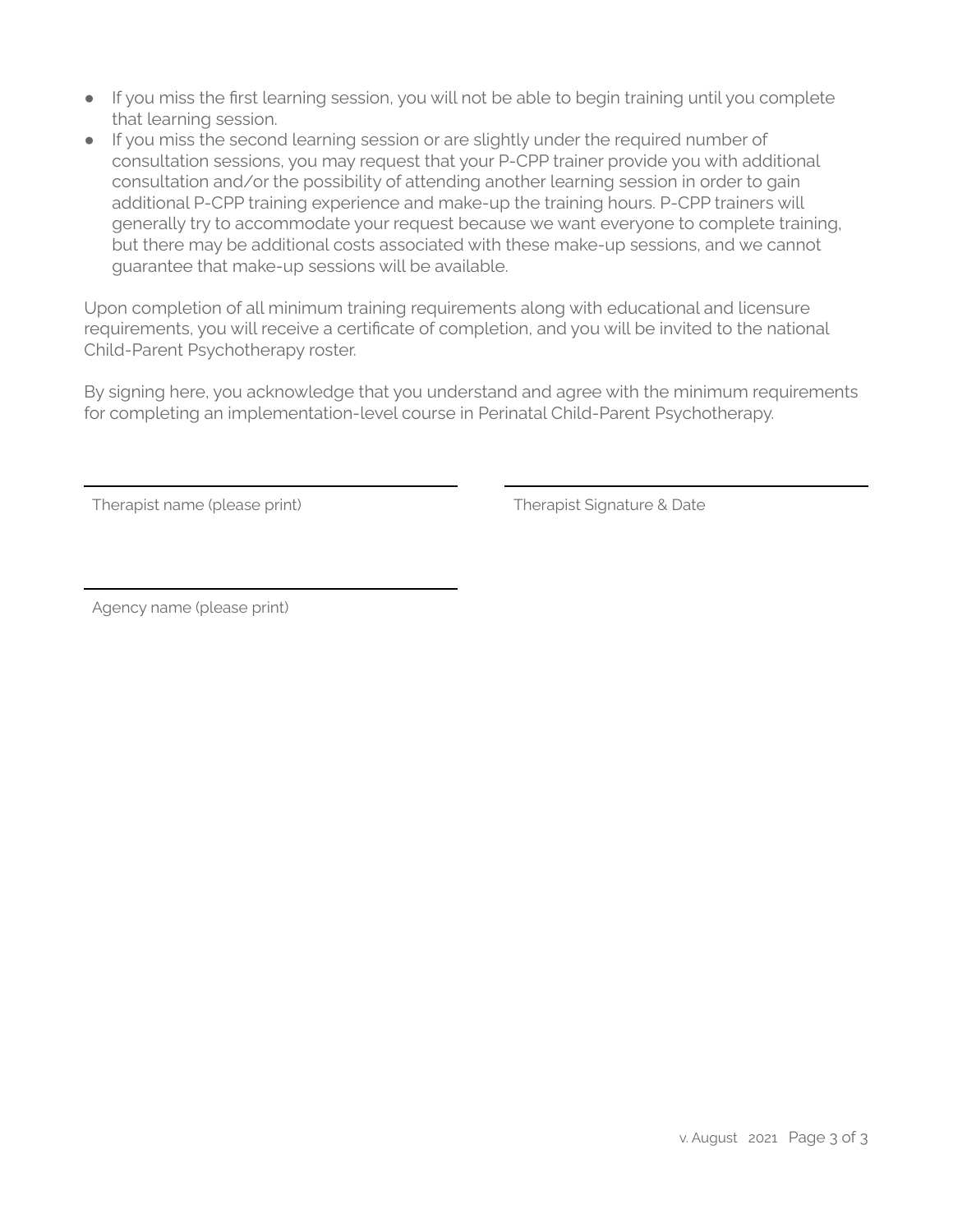- If you miss the first learning session, you will not be able to begin training until you complete that learning session.
- If you miss the second learning session or are slightly under the required number of consultation sessions, you may request that your P-CPP trainer provide you with additional consultation and/or the possibility of attending another learning session in order to gain additional P-CPP training experience and make-up the training hours. P-CPP trainers will generally try to accommodate your request because we want everyone to complete training, but there may be additional costs associated with these make-up sessions, and we cannot guarantee that make-up sessions will be available.

Upon completion of all minimum training requirements along with educational and licensure requirements, you will receive a certificate of completion, and you will be invited to the national Child-Parent Psychotherapy roster.

By signing here, you acknowledge that you understand and agree with the minimum requirements for completing an implementation-level course in Perinatal Child-Parent Psychotherapy.

\_\_\_\_\_\_\_\_\_\_\_\_\_\_\_\_\_\_\_\_\_\_\_\_\_\_\_\_\_\_

Therapist name (please print)

\_\_\_\_\_\_\_\_\_\_\_\_\_\_\_\_\_\_\_\_\_\_\_\_\_\_\_\_\_\_

Therapist Signature & Date

\_\_\_\_\_\_\_\_\_\_\_\_\_\_\_\_\_\_\_\_\_\_\_\_\_\_\_\_\_\_

Agency name (please print)

v. August 2021